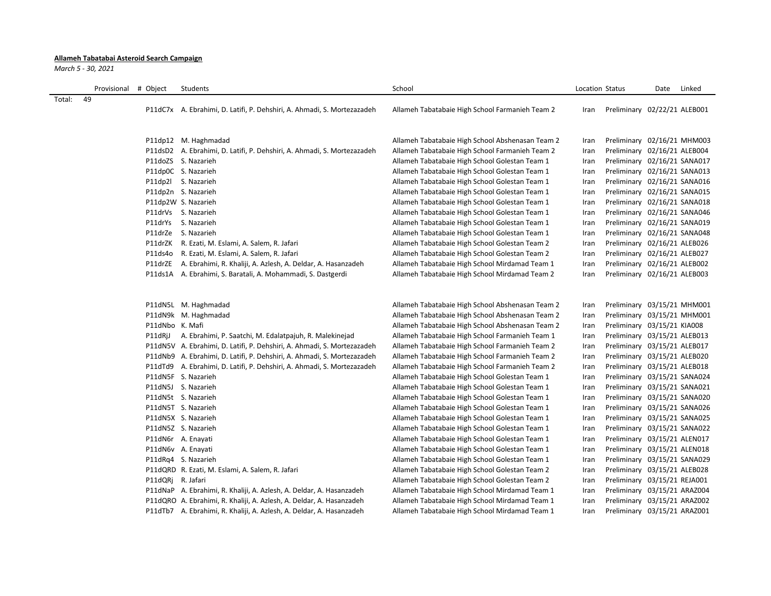**Allameh Tabatabai Asteroid Search Campaign**

*March 5 - 30, 2021*

| | Provisional | # Object | Students | School | Location | Status | Date | Linked |
|---|---|---|---|---|---|---|---|---|
| Total: | 49 | | | | | | | |
| | | P11dC7x | A. Ebrahimi, D. Latifi, P. Dehshiri, A. Ahmadi, S. Mortezazadeh | Allameh Tabatabaie High School Farmanieh Team 2 | Iran | Preliminary | 02/22/21 | ALEB001 |
| | | | | | | | | |
| | | P11dp12 | M. Haghmadad | Allameh Tabatabaie High School Abshenasan Team 2 | Iran | Preliminary | 02/16/21 | MHM003 |
| | | P11dsD2 | A. Ebrahimi, D. Latifi, P. Dehshiri, A. Ahmadi, S. Mortezazadeh | Allameh Tabatabaie High School Farmanieh Team 2 | Iran | Preliminary | 02/16/21 | ALEB004 |
| | | P11doZS | S. Nazarieh | Allameh Tabatabaie High School Golestan Team 1 | Iran | Preliminary | 02/16/21 | SANA017 |
| | | P11dp0C | S. Nazarieh | Allameh Tabatabaie High School Golestan Team 1 | Iran | Preliminary | 02/16/21 | SANA013 |
| | | P11dp2l | S. Nazarieh | Allameh Tabatabaie High School Golestan Team 1 | Iran | Preliminary | 02/16/21 | SANA016 |
| | | P11dp2n | S. Nazarieh | Allameh Tabatabaie High School Golestan Team 1 | Iran | Preliminary | 02/16/21 | SANA015 |
| | | P11dp2W | S. Nazarieh | Allameh Tabatabaie High School Golestan Team 1 | Iran | Preliminary | 02/16/21 | SANA018 |
| | | P11drVs | S. Nazarieh | Allameh Tabatabaie High School Golestan Team 1 | Iran | Preliminary | 02/16/21 | SANA046 |
| | | P11drYs | S. Nazarieh | Allameh Tabatabaie High School Golestan Team 1 | Iran | Preliminary | 02/16/21 | SANA019 |
| | | P11drZe | S. Nazarieh | Allameh Tabatabaie High School Golestan Team 1 | Iran | Preliminary | 02/16/21 | SANA048 |
| | | P11drZK | R. Ezati, M. Eslami, A. Salem, R. Jafari | Allameh Tabatabaie High School Golestan Team 2 | Iran | Preliminary | 02/16/21 | ALEB026 |
| | | P11ds4o | R. Ezati, M. Eslami, A. Salem, R. Jafari | Allameh Tabatabaie High School Golestan Team 2 | Iran | Preliminary | 02/16/21 | ALEB027 |
| | | P11drZE | A. Ebrahimi, R. Khaliji, A. Azlesh, A. Deldar, A. Hasanzadeh | Allameh Tabatabaie High School Mirdamad Team 1 | Iran | Preliminary | 02/16/21 | ALEB002 |
| | | P11ds1A | A. Ebrahimi, S. Baratali, A. Mohammadi, S. Dastgerdi | Allameh Tabatabaie High School Mirdamad Team 2 | Iran | Preliminary | 02/16/21 | ALEB003 |
| | | | | | | | | |
| | | P11dN5L | M. Haghmadad | Allameh Tabatabaie High School Abshenasan Team 2 | Iran | Preliminary | 03/15/21 | MHM001 |
| | | P11dN9k | M. Haghmadad | Allameh Tabatabaie High School Abshenasan Team 2 | Iran | Preliminary | 03/15/21 | MHM001 |
| | | P11dNbo | K. Mafi | Allameh Tabatabaie High School Abshenasan Team 2 | Iran | Preliminary | 03/15/21 | KIA008 |
| | | P11dRjJ | A. Ebrahimi, P. Saatchi, M. Edalatpajuh, R. Malekinejad | Allameh Tabatabaie High School Farmanieh Team 1 | Iran | Preliminary | 03/15/21 | ALEB013 |
| | | P11dN5V | A. Ebrahimi, D. Latifi, P. Dehshiri, A. Ahmadi, S. Mortezazadeh | Allameh Tabatabaie High School Farmanieh Team 2 | Iran | Preliminary | 03/15/21 | ALEB017 |
| | | P11dNb9 | A. Ebrahimi, D. Latifi, P. Dehshiri, A. Ahmadi, S. Mortezazadeh | Allameh Tabatabaie High School Farmanieh Team 2 | Iran | Preliminary | 03/15/21 | ALEB020 |
| | | P11dTd9 | A. Ebrahimi, D. Latifi, P. Dehshiri, A. Ahmadi, S. Mortezazadeh | Allameh Tabatabaie High School Farmanieh Team 2 | Iran | Preliminary | 03/15/21 | ALEB018 |
| | | P11dN5F | S. Nazarieh | Allameh Tabatabaie High School Golestan Team 1 | Iran | Preliminary | 03/15/21 | SANA024 |
| | | P11dN5J | S. Nazarieh | Allameh Tabatabaie High School Golestan Team 1 | Iran | Preliminary | 03/15/21 | SANA021 |
| | | P11dN5t | S. Nazarieh | Allameh Tabatabaie High School Golestan Team 1 | Iran | Preliminary | 03/15/21 | SANA020 |
| | | P11dN5T | S. Nazarieh | Allameh Tabatabaie High School Golestan Team 1 | Iran | Preliminary | 03/15/21 | SANA026 |
| | | P11dN5X | S. Nazarieh | Allameh Tabatabaie High School Golestan Team 1 | Iran | Preliminary | 03/15/21 | SANA025 |
| | | P11dN5Z | S. Nazarieh | Allameh Tabatabaie High School Golestan Team 1 | Iran | Preliminary | 03/15/21 | SANA022 |
| | | P11dN6r | A. Enayati | Allameh Tabatabaie High School Golestan Team 1 | Iran | Preliminary | 03/15/21 | ALEN017 |
| | | P11dN6v | A. Enayati | Allameh Tabatabaie High School Golestan Team 1 | Iran | Preliminary | 03/15/21 | ALEN018 |
| | | P11dRq4 | S. Nazarieh | Allameh Tabatabaie High School Golestan Team 1 | Iran | Preliminary | 03/15/21 | SANA029 |
| | | P11dQRD | R. Ezati, M. Eslami, A. Salem, R. Jafari | Allameh Tabatabaie High School Golestan Team 2 | Iran | Preliminary | 03/15/21 | ALEB028 |
| | | P11dQRj | R. Jafari | Allameh Tabatabaie High School Golestan Team 2 | Iran | Preliminary | 03/15/21 | REJA001 |
| | | P11dNaP | A. Ebrahimi, R. Khaliji, A. Azlesh, A. Deldar, A. Hasanzadeh | Allameh Tabatabaie High School Mirdamad Team 1 | Iran | Preliminary | 03/15/21 | ARAZ004 |
| | | P11dQRO | A. Ebrahimi, R. Khaliji, A. Azlesh, A. Deldar, A. Hasanzadeh | Allameh Tabatabaie High School Mirdamad Team 1 | Iran | Preliminary | 03/15/21 | ARAZ002 |
| | | P11dTb7 | A. Ebrahimi, R. Khaliji, A. Azlesh, A. Deldar, A. Hasanzadeh | Allameh Tabatabaie High School Mirdamad Team 1 | Iran | Preliminary | 03/15/21 | ARAZ001 |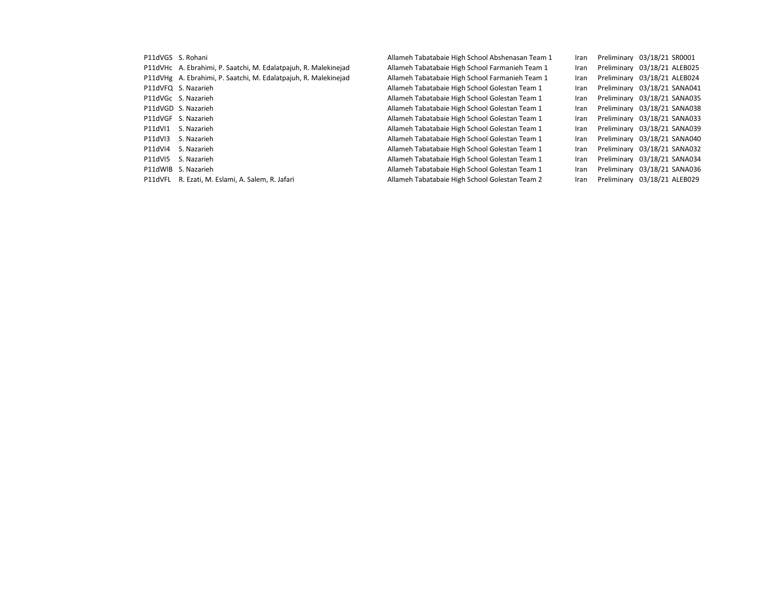| | | | | | | |
|---|---|---|---|---|---|---|
| P11dVGS | S. Rohani | Allameh Tabatabaie High School Abshenasan Team 1 | Iran | Preliminary | 03/18/21 | SR0001 |
| P11dVHc | A. Ebrahimi, P. Saatchi, M. Edalatpajuh, R. Malekinejad | Allameh Tabatabaie High School Farmanieh Team 1 | Iran | Preliminary | 03/18/21 | ALEB025 |
| P11dVHg | A. Ebrahimi, P. Saatchi, M. Edalatpajuh, R. Malekinejad | Allameh Tabatabaie High School Farmanieh Team 1 | Iran | Preliminary | 03/18/21 | ALEB024 |
| P11dVFQ | S. Nazarieh | Allameh Tabatabaie High School Golestan Team 1 | Iran | Preliminary | 03/18/21 | SANA041 |
| P11dVGc | S. Nazarieh | Allameh Tabatabaie High School Golestan Team 1 | Iran | Preliminary | 03/18/21 | SANA035 |
| P11dVGD | S. Nazarieh | Allameh Tabatabaie High School Golestan Team 1 | Iran | Preliminary | 03/18/21 | SANA038 |
| P11dVGF | S. Nazarieh | Allameh Tabatabaie High School Golestan Team 1 | Iran | Preliminary | 03/18/21 | SANA033 |
| P11dVI1 | S. Nazarieh | Allameh Tabatabaie High School Golestan Team 1 | Iran | Preliminary | 03/18/21 | SANA039 |
| P11dVI3 | S. Nazarieh | Allameh Tabatabaie High School Golestan Team 1 | Iran | Preliminary | 03/18/21 | SANA040 |
| P11dVI4 | S. Nazarieh | Allameh Tabatabaie High School Golestan Team 1 | Iran | Preliminary | 03/18/21 | SANA032 |
| P11dVI5 | S. Nazarieh | Allameh Tabatabaie High School Golestan Team 1 | Iran | Preliminary | 03/18/21 | SANA034 |
| P11dWlB | S. Nazarieh | Allameh Tabatabaie High School Golestan Team 1 | Iran | Preliminary | 03/18/21 | SANA036 |
| P11dVFL | R. Ezati, M. Eslami, A. Salem, R. Jafari | Allameh Tabatabaie High School Golestan Team 2 | Iran | Preliminary | 03/18/21 | ALEB029 |